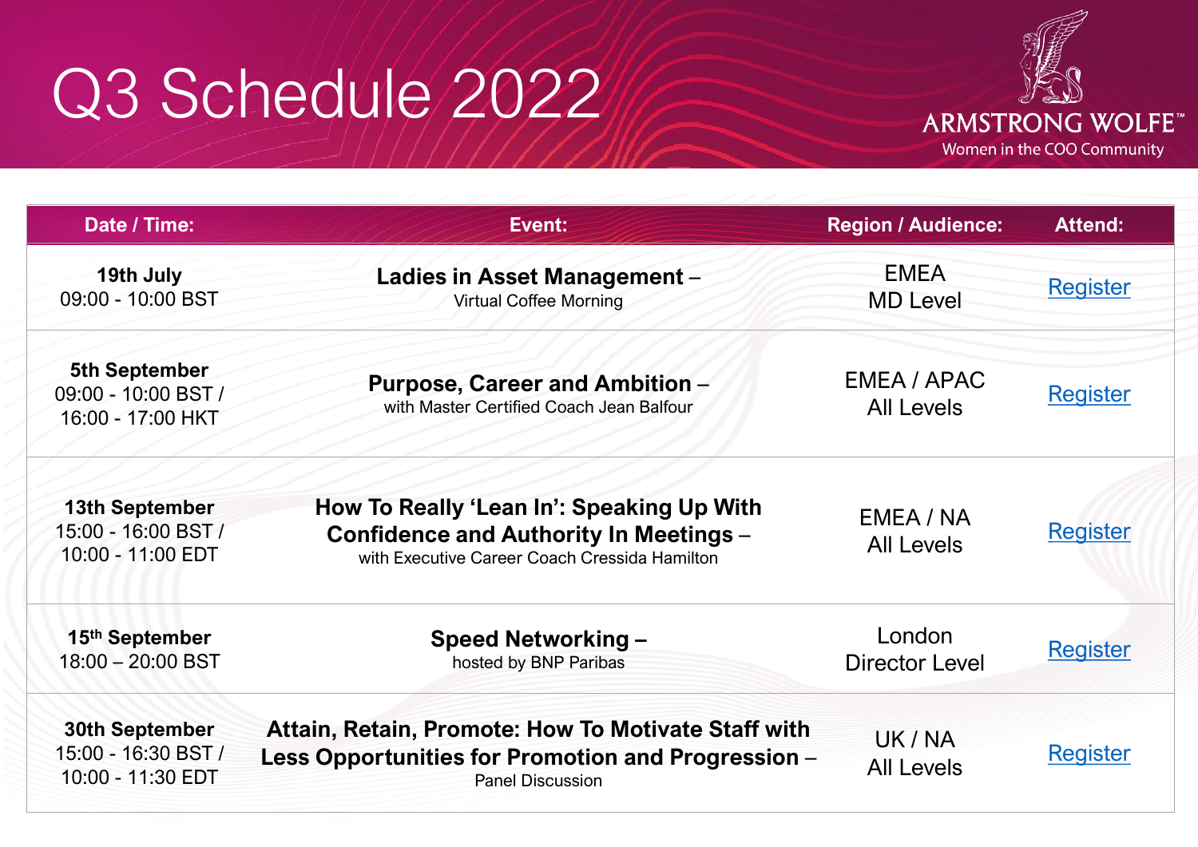# Q3 Schedule 2022

ARMSTRONG WOLFE™
Women in the COO Community

| Date / Time: | Event: | Region / Audience: | Attend: |
|---|---|---|---|
| **19th July** 09:00 - 10:00 BST | **Ladies in Asset Management** – Virtual Coffee Morning | EMEA MD Level | Register |
| **5th September** 09:00 - 10:00 BST / 16:00 - 17:00 HKT | **Purpose, Career and Ambition** – with Master Certified Coach Jean Balfour | EMEA / APAC All Levels | Register |
| **13th September** 15:00 - 16:00 BST / 10:00 - 11:00 EDT | **How To Really 'Lean In': Speaking Up With Confidence and Authority In Meetings** – with Executive Career Coach Cressida Hamilton | EMEA / NA All Levels | Register |
| **15th September** 18:00 – 20:00 BST | **Speed Networking –** hosted by BNP Paribas | London Director Level | Register |
| **30th September** 15:00 - 16:30 BST / 10:00 - 11:30 EDT | **Attain, Retain, Promote: How To Motivate Staff with Less Opportunities for Promotion and Progression** – Panel Discussion | UK / NA All Levels | Register |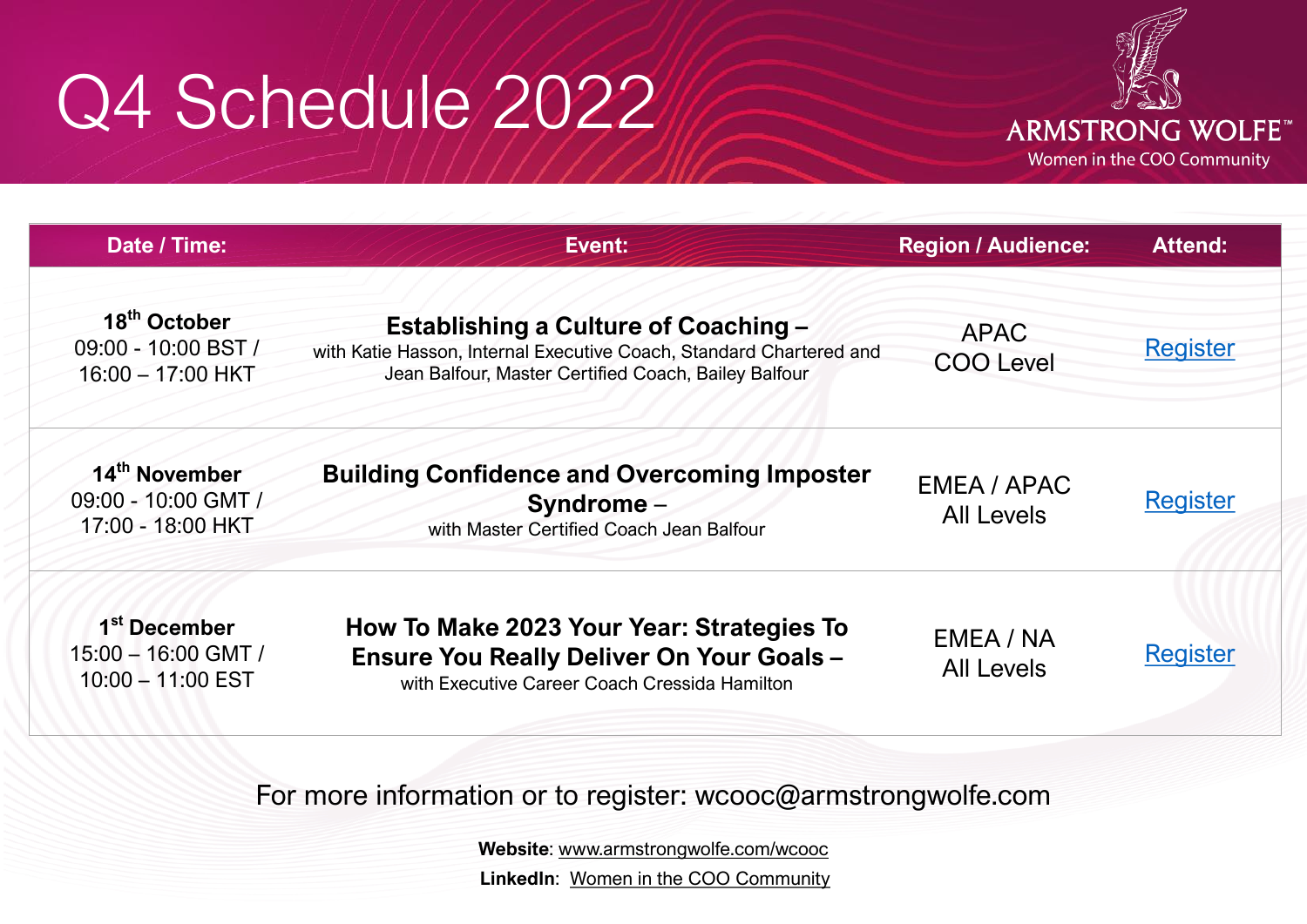# Q4 Schedule 2022

ARMSTRONG WOLFE™
Women in the COO Community

| Date / Time: | Event: | Region / Audience: | Attend: |
|---|---|---|---|
| **18th October** 09:00 - 10:00 BST / 16:00 – 17:00 HKT | **Establishing a Culture of Coaching –** with Katie Hasson, Internal Executive Coach, Standard Chartered and Jean Balfour, Master Certified Coach, Bailey Balfour | APAC COO Level | Register |
| **14th November** 09:00 - 10:00 GMT / 17:00 - 18:00 HKT | **Building Confidence and Overcoming Imposter Syndrome** – with Master Certified Coach Jean Balfour | EMEA / APAC All Levels | Register |
| **1st December** 15:00 – 16:00 GMT / 10:00 – 11:00 EST | **How To Make 2023 Your Year: Strategies To Ensure You Really Deliver On Your Goals –** with Executive Career Coach Cressida Hamilton | EMEA / NA All Levels | Register |

For more information or to register: wcooc@armstrongwolfe.com

**Website**: www.armstrongwolfe.com/wcooc

**LinkedIn**: Women in the COO Community